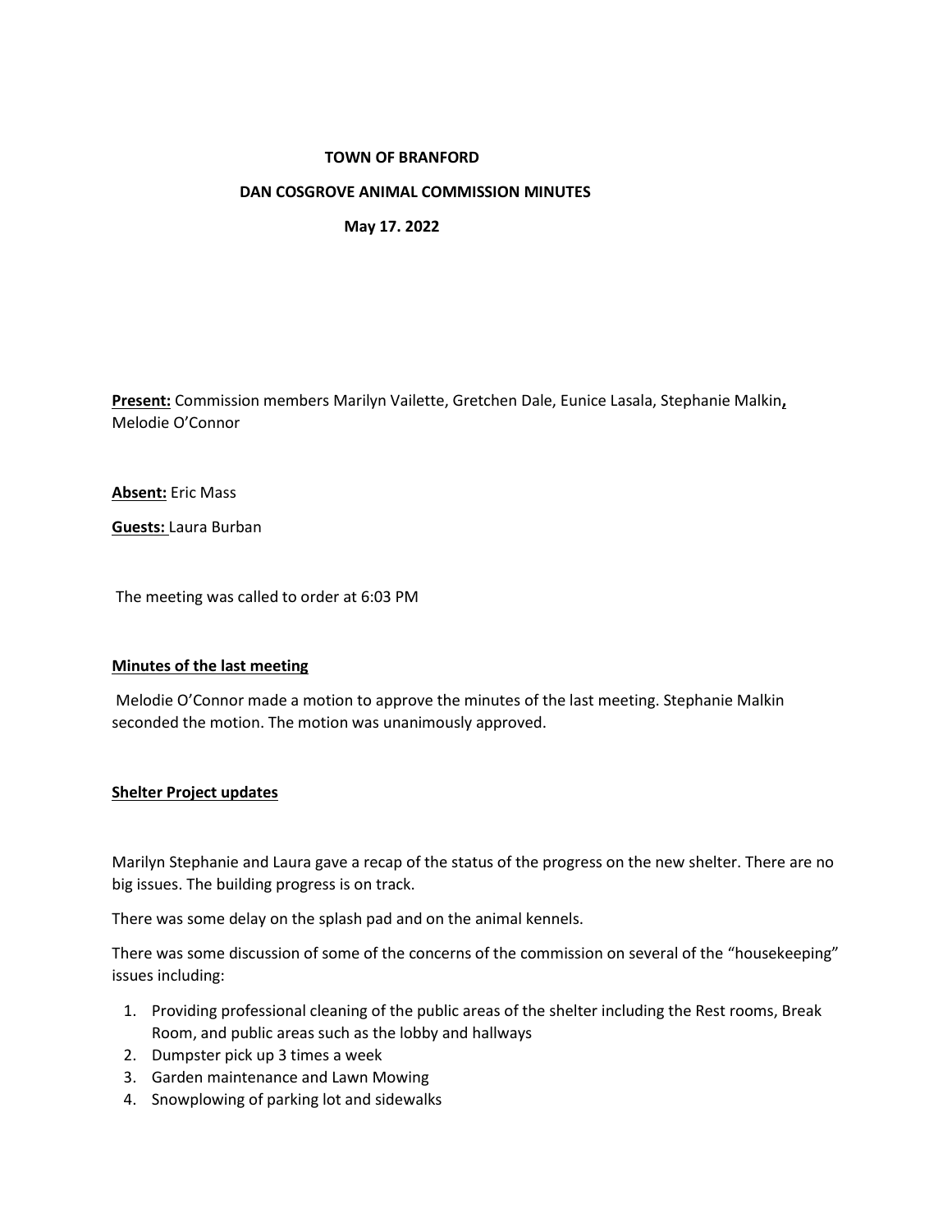**TOWN OF BRANFORD**

**DAN COSGROVE ANIMAL COMMISSION MINUTES**

**May 17. 2022**

**Present:** Commission members Marilyn Vailette, Gretchen Dale, Eunice Lasala, Stephanie Malkin, Melodie O'Connor

**Absent:** Eric Mass

**Guests:** Laura Burban

The meeting was called to order at 6:03 PM

**Minutes of the last meeting**

Melodie O'Connor made a motion to approve the minutes of the last meeting. Stephanie Malkin seconded the motion. The motion was unanimously approved.

**Shelter Project updates**

Marilyn Stephanie and Laura gave a recap of the status of the progress on the new shelter. There are no big issues. The building progress is on track.

There was some delay on the splash pad and on the animal kennels.

There was some discussion of some of the concerns of the commission on several of the "housekeeping" issues including:

1. Providing professional cleaning of the public areas of the shelter including the Rest rooms, Break Room, and public areas such as the lobby and hallways
2. Dumpster pick up 3 times a week
3. Garden maintenance and Lawn Mowing
4. Snowplowing of parking lot and sidewalks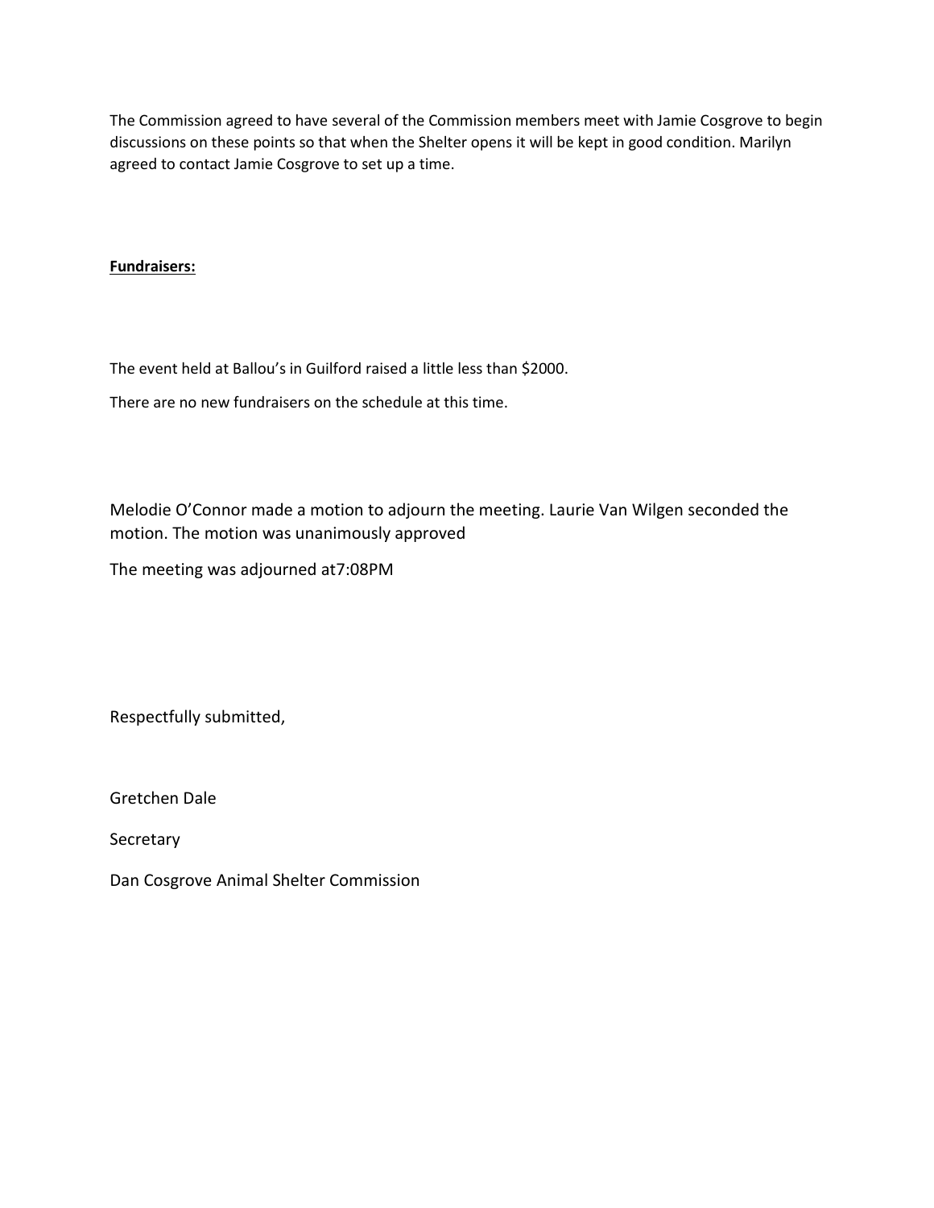The Commission agreed to have several of the Commission members meet with Jamie Cosgrove to begin discussions on these points so that when the Shelter opens it will be kept in good condition. Marilyn agreed to contact Jamie Cosgrove to set up a time.

**Fundraisers:**

The event held at Ballou's in Guilford raised a little less than $2000.

There are no new fundraisers on the schedule at this time.

Melodie O'Connor made a motion to adjourn the meeting. Laurie Van Wilgen seconded the motion. The motion was unanimously approved

The meeting was adjourned at7:08PM

Respectfully submitted,

Gretchen Dale

Secretary

Dan Cosgrove Animal Shelter Commission